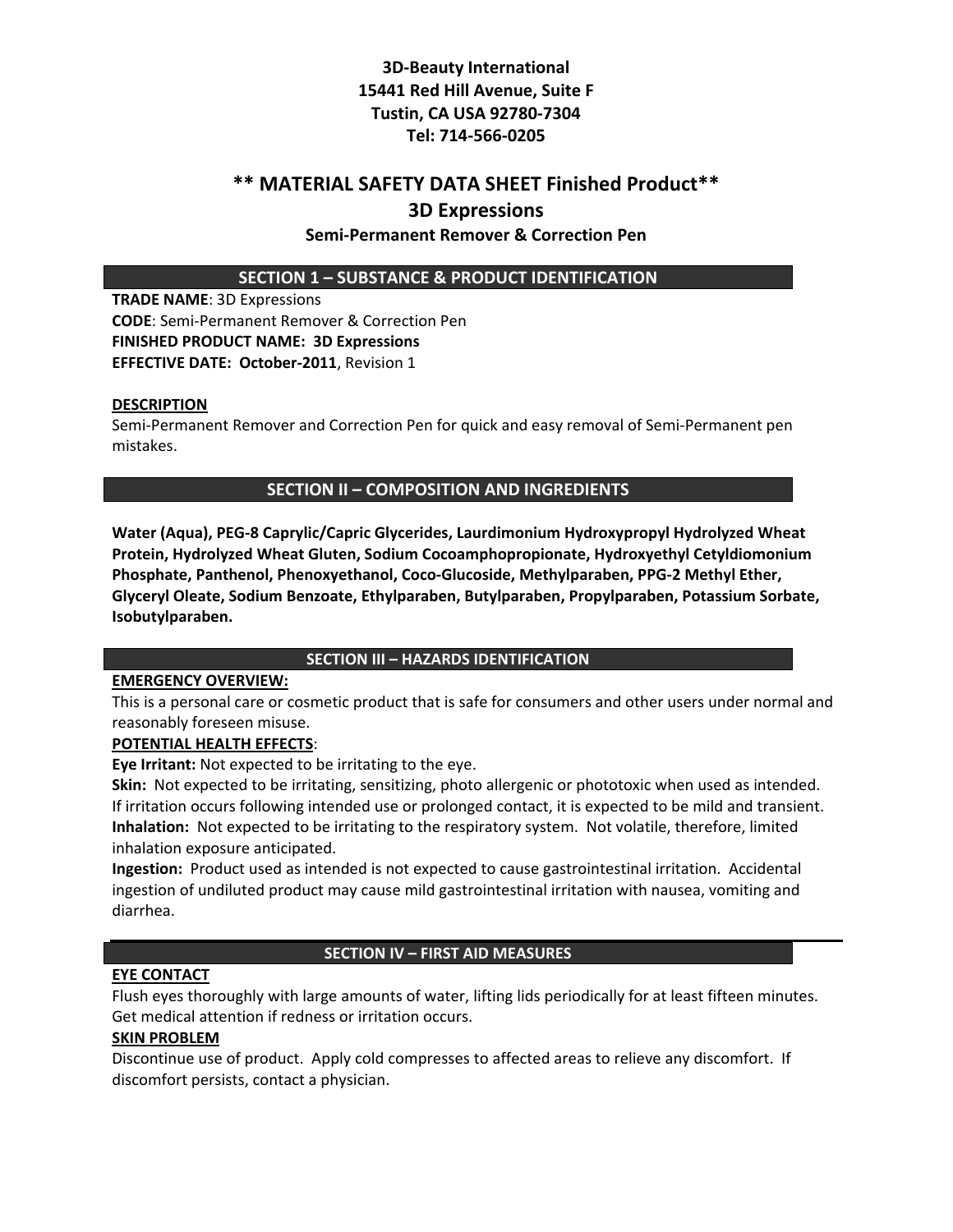**3D-Beauty International**
**15441 Red Hill Avenue, Suite F**
**Tustin, CA USA 92780-7304**
**Tel: 714-566-0205**

# ** MATERIAL SAFETY DATA SHEET Finished Product**

# 3D Expressions

### Semi-Permanent Remover & Correction Pen

## SECTION 1 – SUBSTANCE & PRODUCT IDENTIFICATION

**TRADE NAME**: 3D Expressions
**CODE**: Semi-Permanent Remover & Correction Pen
**FINISHED PRODUCT NAME: 3D Expressions**
**EFFECTIVE DATE: October-2011**, Revision 1

**DESCRIPTION**

Semi-Permanent Remover and Correction Pen for quick and easy removal of Semi-Permanent pen mistakes.

## SECTION II – COMPOSITION AND INGREDIENTS

**Water (Aqua), PEG-8 Caprylic/Capric Glycerides, Laurdimonium Hydroxypropyl Hydrolyzed Wheat Protein, Hydrolyzed Wheat Gluten, Sodium Cocoamphopropionate, Hydroxyethyl Cetyldiomonium Phosphate, Panthenol, Phenoxyethanol, Coco-Glucoside, Methylparaben, PPG-2 Methyl Ether, Glyceryl Oleate, Sodium Benzoate, Ethylparaben, Butylparaben, Propylparaben, Potassium Sorbate, Isobutylparaben.**

## SECTION III – HAZARDS IDENTIFICATION

**EMERGENCY OVERVIEW:**

This is a personal care or cosmetic product that is safe for consumers and other users under normal and reasonably foreseen misuse.

**POTENTIAL HEALTH EFFECTS**:

**Eye Irritant:** Not expected to be irritating to the eye.

**Skin:** Not expected to be irritating, sensitizing, photo allergenic or phototoxic when used as intended. If irritation occurs following intended use or prolonged contact, it is expected to be mild and transient.

**Inhalation:** Not expected to be irritating to the respiratory system. Not volatile, therefore, limited inhalation exposure anticipated.

**Ingestion:** Product used as intended is not expected to cause gastrointestinal irritation. Accidental ingestion of undiluted product may cause mild gastrointestinal irritation with nausea, vomiting and diarrhea.

## SECTION IV – FIRST AID MEASURES

**EYE CONTACT**

Flush eyes thoroughly with large amounts of water, lifting lids periodically for at least fifteen minutes. Get medical attention if redness or irritation occurs.

**SKIN PROBLEM**

Discontinue use of product. Apply cold compresses to affected areas to relieve any discomfort. If discomfort persists, contact a physician.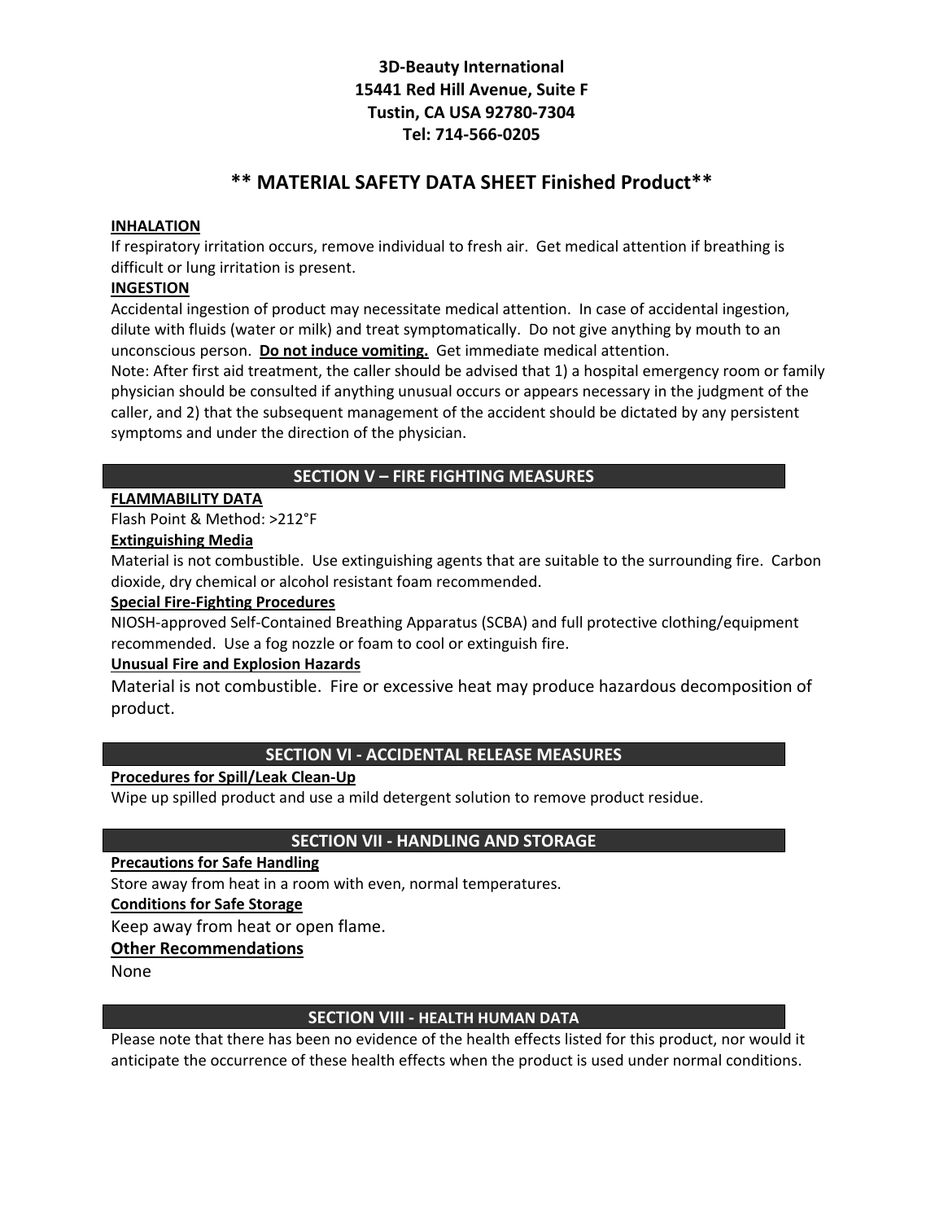**3D-Beauty International**
**15441 Red Hill Avenue, Suite F**
**Tustin, CA USA 92780-7304**
**Tel: 714-566-0205**

# ** MATERIAL SAFETY DATA SHEET Finished Product**

**INHALATION**

If respiratory irritation occurs, remove individual to fresh air. Get medical attention if breathing is difficult or lung irritation is present.

**INGESTION**

Accidental ingestion of product may necessitate medical attention. In case of accidental ingestion, dilute with fluids (water or milk) and treat symptomatically. Do not give anything by mouth to an unconscious person. **Do not induce vomiting.** Get immediate medical attention.

Note: After first aid treatment, the caller should be advised that 1) a hospital emergency room or family physician should be consulted if anything unusual occurs or appears necessary in the judgment of the caller, and 2) that the subsequent management of the accident should be dictated by any persistent symptoms and under the direction of the physician.

## SECTION V – FIRE FIGHTING MEASURES

**FLAMMABILITY DATA**

Flash Point & Method: >212°F

**Extinguishing Media**

Material is not combustible. Use extinguishing agents that are suitable to the surrounding fire. Carbon dioxide, dry chemical or alcohol resistant foam recommended.

**Special Fire-Fighting Procedures**

NIOSH-approved Self-Contained Breathing Apparatus (SCBA) and full protective clothing/equipment recommended. Use a fog nozzle or foam to cool or extinguish fire.

**Unusual Fire and Explosion Hazards**

Material is not combustible. Fire or excessive heat may produce hazardous decomposition of product.

## SECTION VI - ACCIDENTAL RELEASE MEASURES

**Procedures for Spill/Leak Clean-Up**

Wipe up spilled product and use a mild detergent solution to remove product residue.

## SECTION VII - HANDLING AND STORAGE

**Precautions for Safe Handling**

Store away from heat in a room with even, normal temperatures.

**Conditions for Safe Storage**

Keep away from heat or open flame.

**Other Recommendations**

None

## SECTION VIII - HEALTH HUMAN DATA

Please note that there has been no evidence of the health effects listed for this product, nor would it anticipate the occurrence of these health effects when the product is used under normal conditions.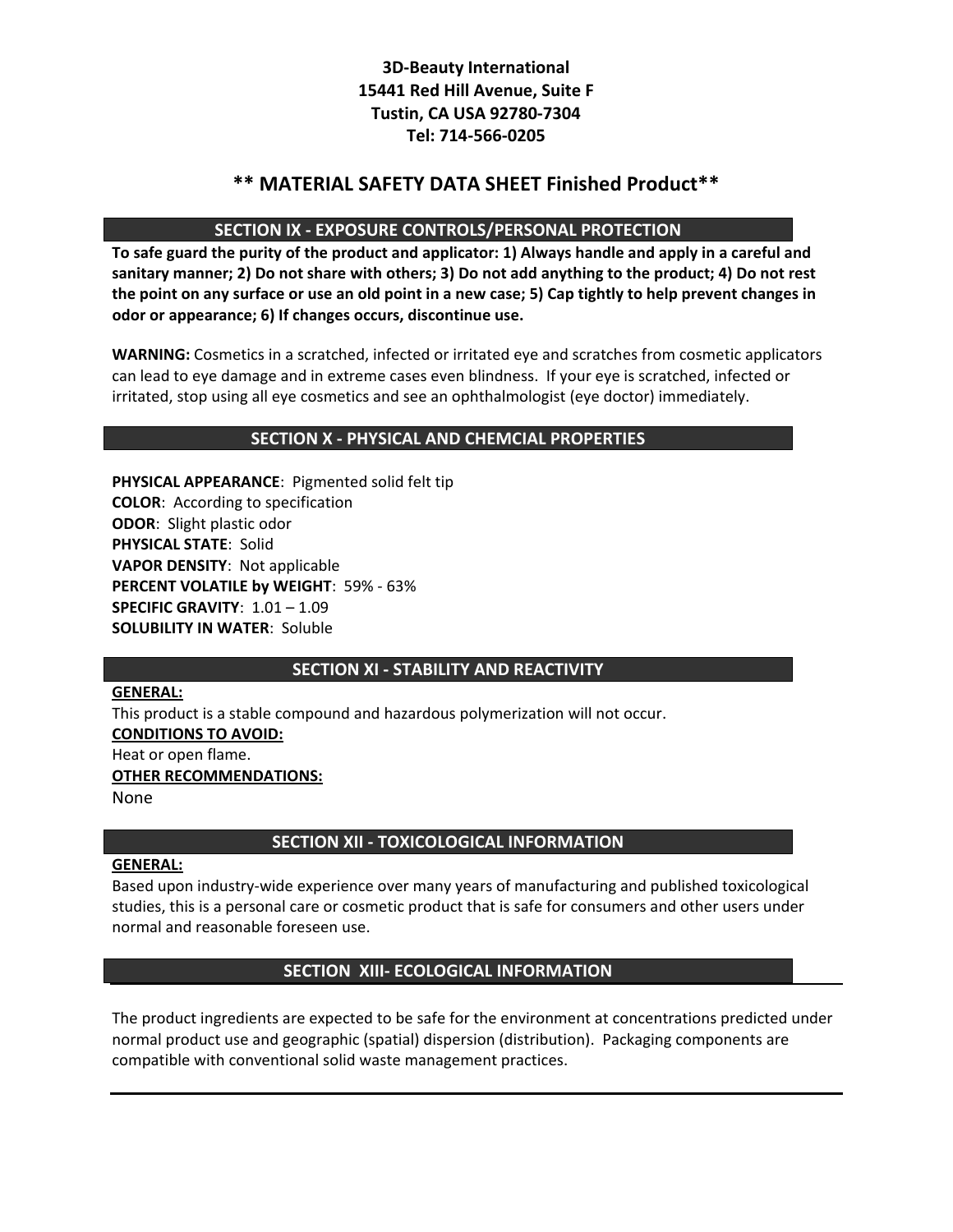**3D-Beauty International**
**15441 Red Hill Avenue, Suite F**
**Tustin, CA USA 92780-7304**
**Tel: 714-566-0205**

# ** MATERIAL SAFETY DATA SHEET Finished Product**

## SECTION IX - EXPOSURE CONTROLS/PERSONAL PROTECTION

**To safe guard the purity of the product and applicator: 1) Always handle and apply in a careful and sanitary manner; 2) Do not share with others; 3) Do not add anything to the product; 4) Do not rest the point on any surface or use an old point in a new case; 5) Cap tightly to help prevent changes in odor or appearance; 6) If changes occurs, discontinue use.**

**WARNING:** Cosmetics in a scratched, infected or irritated eye and scratches from cosmetic applicators can lead to eye damage and in extreme cases even blindness. If your eye is scratched, infected or irritated, stop using all eye cosmetics and see an ophthalmologist (eye doctor) immediately.

## SECTION X - PHYSICAL AND CHEMCIAL PROPERTIES

**PHYSICAL APPEARANCE**: Pigmented solid felt tip
**COLOR**: According to specification
**ODOR**: Slight plastic odor
**PHYSICAL STATE**: Solid
**VAPOR DENSITY**: Not applicable
**PERCENT VOLATILE by WEIGHT**: 59% - 63%
**SPECIFIC GRAVITY**: 1.01 – 1.09
**SOLUBILITY IN WATER**: Soluble

## SECTION XI - STABILITY AND REACTIVITY

**GENERAL:**
This product is a stable compound and hazardous polymerization will not occur.
**CONDITIONS TO AVOID:**
Heat or open flame.
**OTHER RECOMMENDATIONS:**
None

## SECTION XII - TOXICOLOGICAL INFORMATION

**GENERAL:**
Based upon industry-wide experience over many years of manufacturing and published toxicological studies, this is a personal care or cosmetic product that is safe for consumers and other users under normal and reasonable foreseen use.

## SECTION XIII- ECOLOGICAL INFORMATION

The product ingredients are expected to be safe for the environment at concentrations predicted under normal product use and geographic (spatial) dispersion (distribution). Packaging components are compatible with conventional solid waste management practices.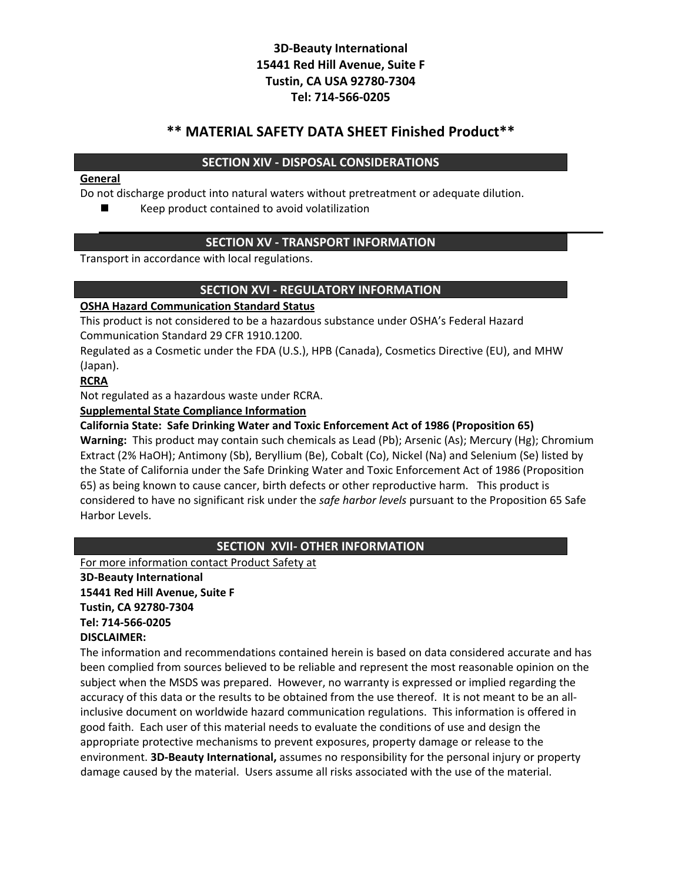**3D-Beauty International**
**15441 Red Hill Avenue, Suite F**
**Tustin, CA USA 92780-7304**
**Tel: 714-566-0205**

# ** MATERIAL SAFETY DATA SHEET Finished Product**

## SECTION XIV - DISPOSAL CONSIDERATIONS

**General**

Do not discharge product into natural waters without pretreatment or adequate dilution.

- Keep product contained to avoid volatilization

## SECTION XV - TRANSPORT INFORMATION

Transport in accordance with local regulations.

## SECTION XVI - REGULATORY INFORMATION

**OSHA Hazard Communication Standard Status**

This product is not considered to be a hazardous substance under OSHA's Federal Hazard Communication Standard 29 CFR 1910.1200.

Regulated as a Cosmetic under the FDA (U.S.), HPB (Canada), Cosmetics Directive (EU), and MHW (Japan).

**RCRA**

Not regulated as a hazardous waste under RCRA.

**Supplemental State Compliance Information**

**California State: Safe Drinking Water and Toxic Enforcement Act of 1986 (Proposition 65)**

**Warning:** This product may contain such chemicals as Lead (Pb); Arsenic (As); Mercury (Hg); Chromium Extract (2% HaOH); Antimony (Sb), Beryllium (Be), Cobalt (Co), Nickel (Na) and Selenium (Se) listed by the State of California under the Safe Drinking Water and Toxic Enforcement Act of 1986 (Proposition 65) as being known to cause cancer, birth defects or other reproductive harm. This product is considered to have no significant risk under the *safe harbor levels* pursuant to the Proposition 65 Safe Harbor Levels.

## SECTION XVII- OTHER INFORMATION

For more information contact Product Safety at

**3D-Beauty International**
**15441 Red Hill Avenue, Suite F**
**Tustin, CA 92780-7304**
**Tel: 714-566-0205**

**DISCLAIMER:**

The information and recommendations contained herein is based on data considered accurate and has been complied from sources believed to be reliable and represent the most reasonable opinion on the subject when the MSDS was prepared. However, no warranty is expressed or implied regarding the accuracy of this data or the results to be obtained from the use thereof. It is not meant to be an all-inclusive document on worldwide hazard communication regulations. This information is offered in good faith. Each user of this material needs to evaluate the conditions of use and design the appropriate protective mechanisms to prevent exposures, property damage or release to the environment. **3D-Beauty International,** assumes no responsibility for the personal injury or property damage caused by the material. Users assume all risks associated with the use of the material.